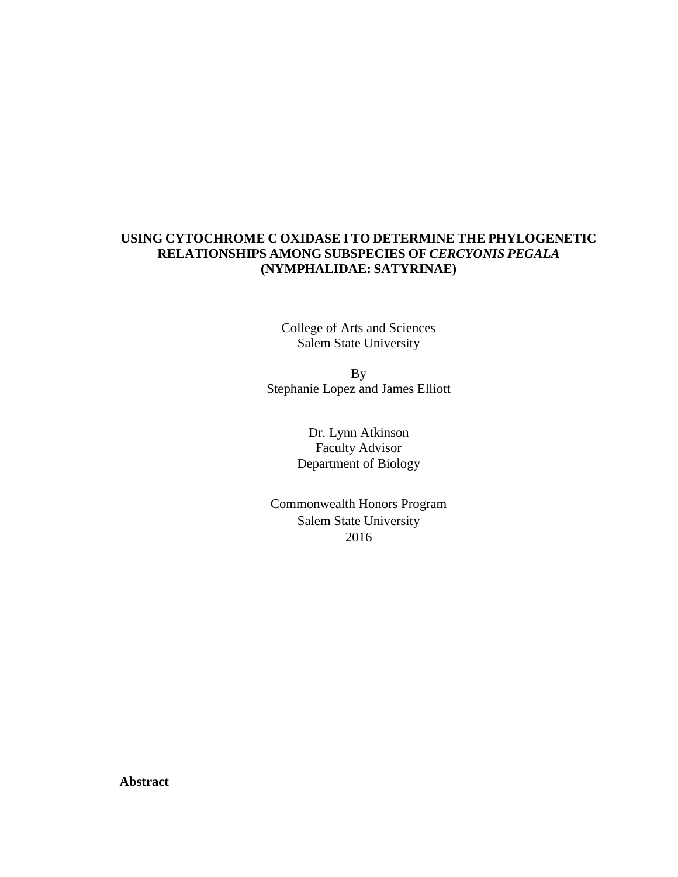# USING CYTOCHROME C OXIDASE I TO DETERMINE THE PHYLOGENETIC RELATIONSHIPS AMONG SUBSPECIES OF *CERCYONIS PEGALA* (NYMPHALIDAE: SATYRINAE)

College of Arts and Sciences
Salem State University

By
Stephanie Lopez and James Elliott

Dr. Lynn Atkinson
Faculty Advisor
Department of Biology

Commonwealth Honors Program
Salem State University
2016

## Abstract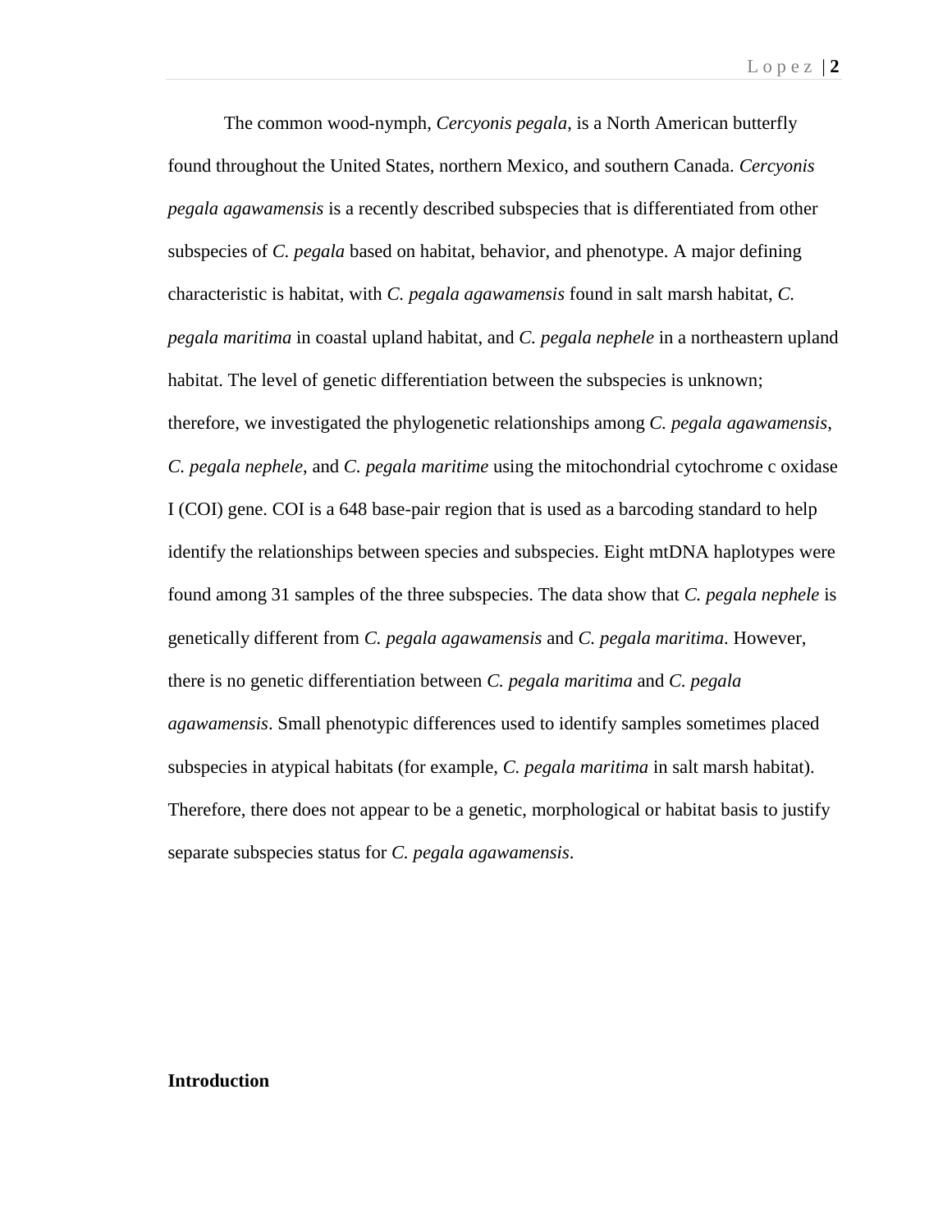The common wood-nymph, *Cercyonis pegala*, is a North American butterfly found throughout the United States, northern Mexico, and southern Canada. *Cercyonis pegala agawamensis* is a recently described subspecies that is differentiated from other subspecies of *C. pegala* based on habitat, behavior, and phenotype. A major defining characteristic is habitat, with *C. pegala agawamensis* found in salt marsh habitat, *C. pegala maritima* in coastal upland habitat, and *C. pegala nephele* in a northeastern upland habitat. The level of genetic differentiation between the subspecies is unknown; therefore, we investigated the phylogenetic relationships among *C. pegala agawamensis*, *C. pegala nephele*, and *C. pegala maritime* using the mitochondrial cytochrome c oxidase I (COI) gene. COI is a 648 base-pair region that is used as a barcoding standard to help identify the relationships between species and subspecies. Eight mtDNA haplotypes were found among 31 samples of the three subspecies. The data show that *C. pegala nephele* is genetically different from *C. pegala agawamensis* and *C. pegala maritima*. However, there is no genetic differentiation between *C. pegala maritima* and *C. pegala agawamensis*. Small phenotypic differences used to identify samples sometimes placed subspecies in atypical habitats (for example, *C. pegala maritima* in salt marsh habitat). Therefore, there does not appear to be a genetic, morphological or habitat basis to justify separate subspecies status for *C. pegala agawamensis*.

**Introduction**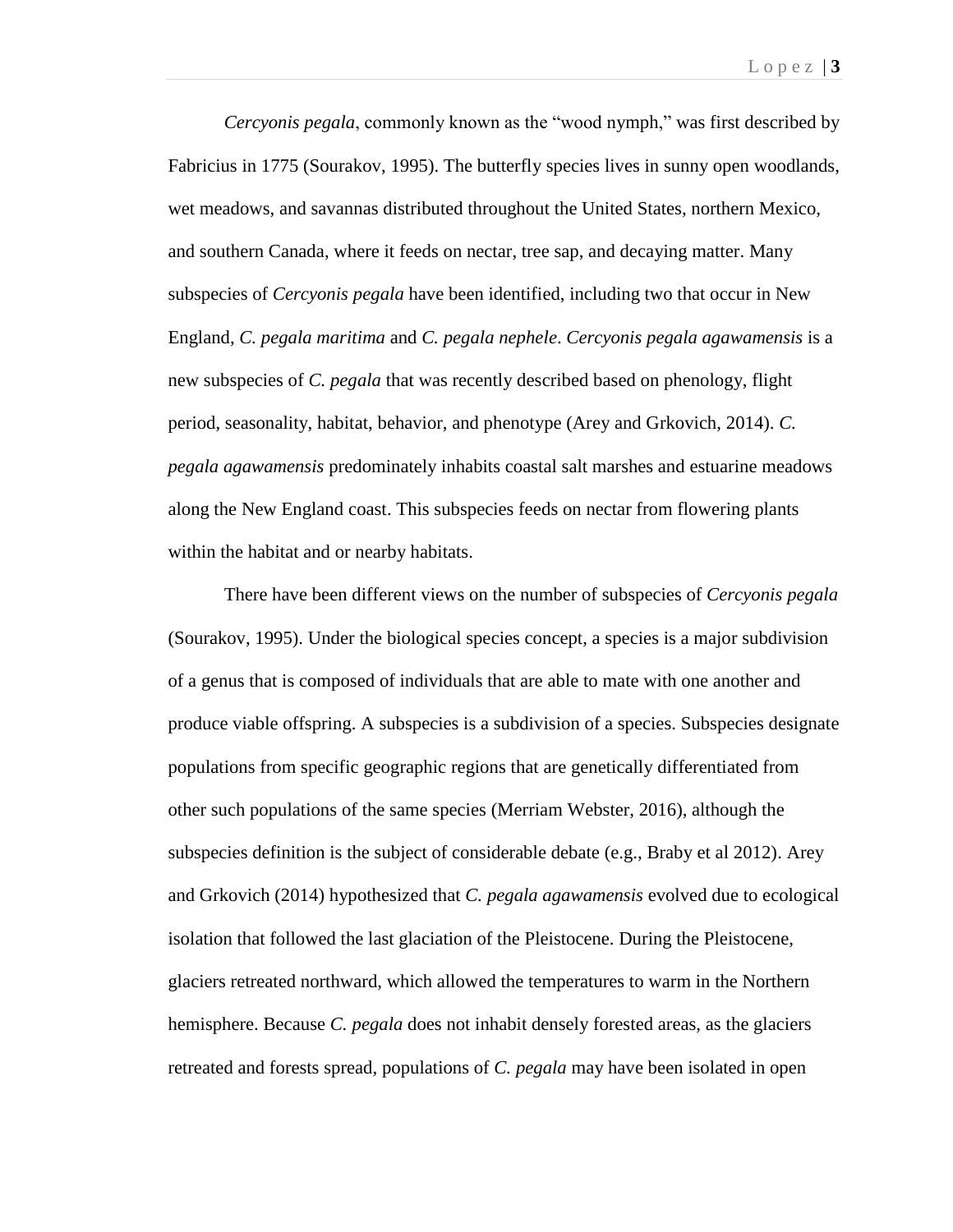*Cercyonis pegala*, commonly known as the "wood nymph," was first described by Fabricius in 1775 (Sourakov, 1995). The butterfly species lives in sunny open woodlands, wet meadows, and savannas distributed throughout the United States, northern Mexico, and southern Canada, where it feeds on nectar, tree sap, and decaying matter. Many subspecies of *Cercyonis pegala* have been identified, including two that occur in New England, *C. pegala maritima* and *C. pegala nephele*. *Cercyonis pegala agawamensis* is a new subspecies of *C. pegala* that was recently described based on phenology, flight period, seasonality, habitat, behavior, and phenotype (Arey and Grkovich, 2014). *C. pegala agawamensis* predominately inhabits coastal salt marshes and estuarine meadows along the New England coast. This subspecies feeds on nectar from flowering plants within the habitat and or nearby habitats.

There have been different views on the number of subspecies of *Cercyonis pegala* (Sourakov, 1995). Under the biological species concept, a species is a major subdivision of a genus that is composed of individuals that are able to mate with one another and produce viable offspring. A subspecies is a subdivision of a species. Subspecies designate populations from specific geographic regions that are genetically differentiated from other such populations of the same species (Merriam Webster, 2016), although the subspecies definition is the subject of considerable debate (e.g., Braby et al 2012). Arey and Grkovich (2014) hypothesized that *C. pegala agawamensis* evolved due to ecological isolation that followed the last glaciation of the Pleistocene. During the Pleistocene, glaciers retreated northward, which allowed the temperatures to warm in the Northern hemisphere. Because *C. pegala* does not inhabit densely forested areas, as the glaciers retreated and forests spread, populations of *C. pegala* may have been isolated in open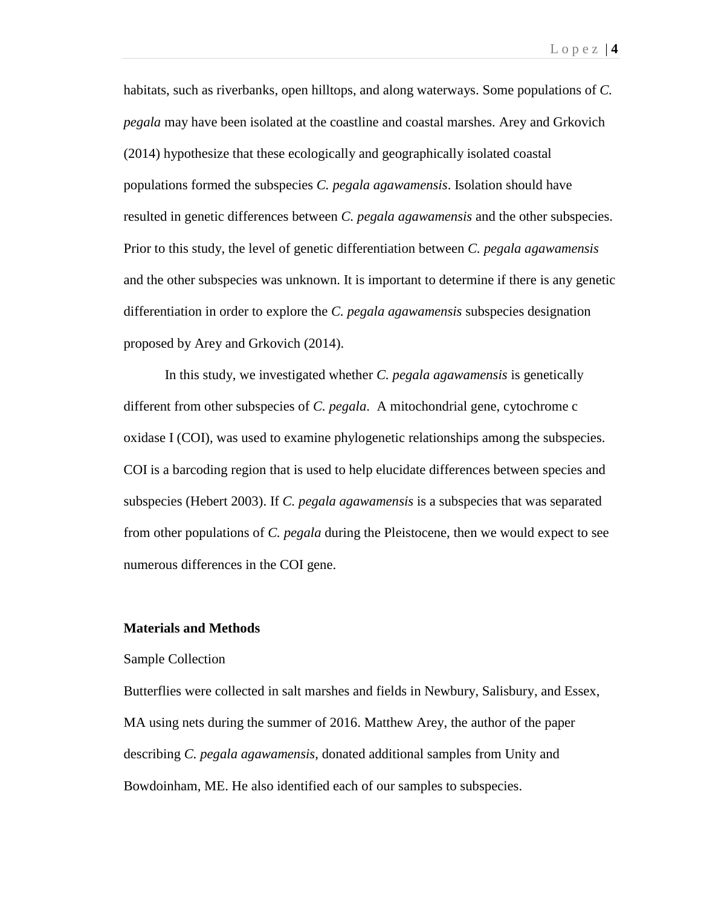habitats, such as riverbanks, open hilltops, and along waterways. Some populations of *C. pegala* may have been isolated at the coastline and coastal marshes. Arey and Grkovich (2014) hypothesize that these ecologically and geographically isolated coastal populations formed the subspecies *C. pegala agawamensis*. Isolation should have resulted in genetic differences between *C. pegala agawamensis* and the other subspecies. Prior to this study, the level of genetic differentiation between *C. pegala agawamensis* and the other subspecies was unknown. It is important to determine if there is any genetic differentiation in order to explore the *C. pegala agawamensis* subspecies designation proposed by Arey and Grkovich (2014).

In this study, we investigated whether *C. pegala agawamensis* is genetically different from other subspecies of *C. pegala*. A mitochondrial gene, cytochrome c oxidase I (COI), was used to examine phylogenetic relationships among the subspecies. COI is a barcoding region that is used to help elucidate differences between species and subspecies (Hebert 2003). If *C. pegala agawamensis* is a subspecies that was separated from other populations of *C. pegala* during the Pleistocene, then we would expect to see numerous differences in the COI gene.

## Materials and Methods

### Sample Collection

Butterflies were collected in salt marshes and fields in Newbury, Salisbury, and Essex, MA using nets during the summer of 2016. Matthew Arey, the author of the paper describing *C. pegala agawamensis*, donated additional samples from Unity and Bowdoinham, ME. He also identified each of our samples to subspecies.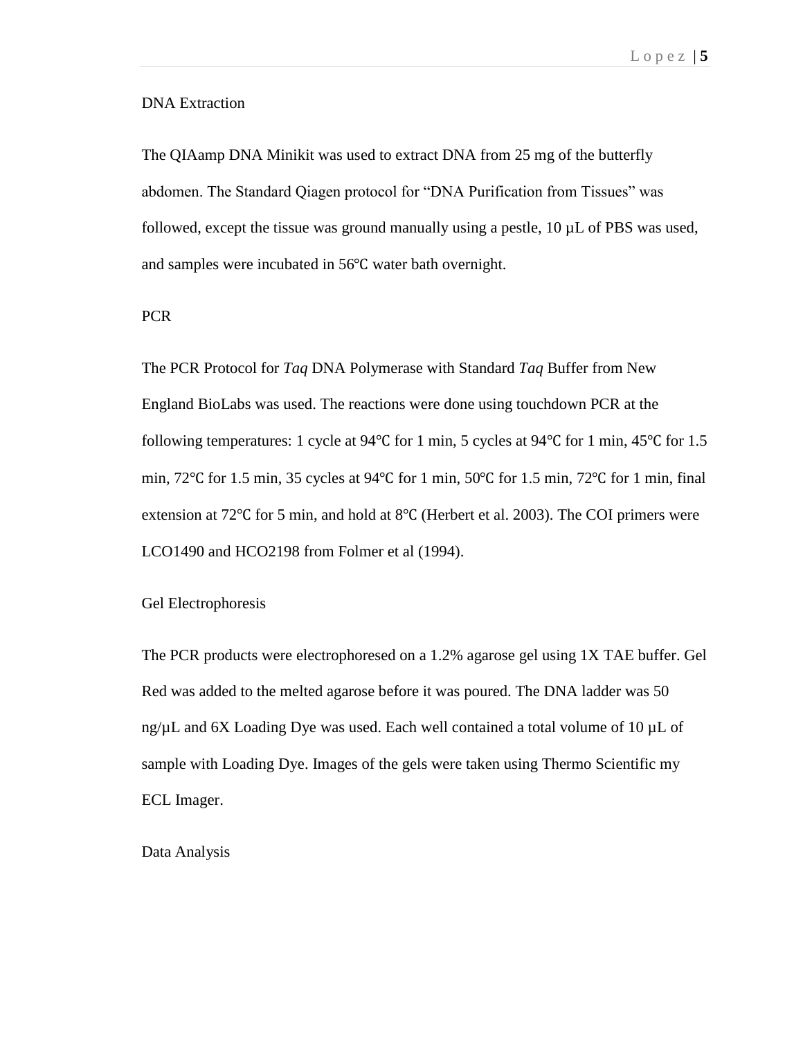## DNA Extraction

The QIAamp DNA Minikit was used to extract DNA from 25 mg of the butterfly abdomen. The Standard Qiagen protocol for "DNA Purification from Tissues" was followed, except the tissue was ground manually using a pestle, 10 µL of PBS was used, and samples were incubated in 56℃ water bath overnight.

## PCR

The PCR Protocol for *Taq* DNA Polymerase with Standard *Taq* Buffer from New England BioLabs was used. The reactions were done using touchdown PCR at the following temperatures: 1 cycle at 94℃ for 1 min, 5 cycles at 94℃ for 1 min, 45℃ for 1.5 min, 72℃ for 1.5 min, 35 cycles at 94℃ for 1 min, 50℃ for 1.5 min, 72℃ for 1 min, final extension at 72℃ for 5 min, and hold at 8℃ (Herbert et al. 2003). The COI primers were LCO1490 and HCO2198 from Folmer et al (1994).

## Gel Electrophoresis

The PCR products were electrophoresed on a 1.2% agarose gel using 1X TAE buffer. Gel Red was added to the melted agarose before it was poured. The DNA ladder was 50 ng/µL and 6X Loading Dye was used. Each well contained a total volume of 10 µL of sample with Loading Dye. Images of the gels were taken using Thermo Scientific my ECL Imager.

## Data Analysis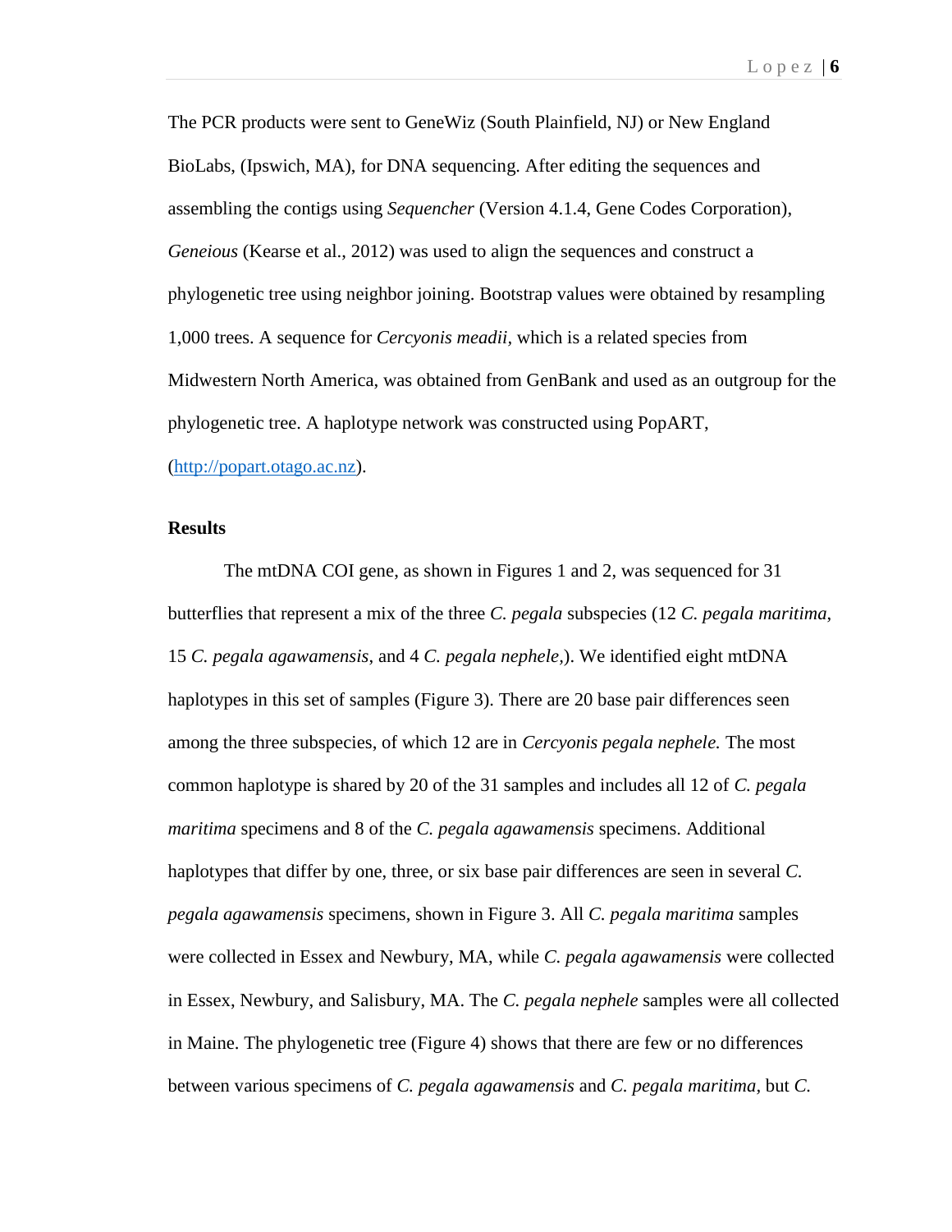The PCR products were sent to GeneWiz (South Plainfield, NJ) or New England BioLabs, (Ipswich, MA), for DNA sequencing. After editing the sequences and assembling the contigs using *Sequencher* (Version 4.1.4, Gene Codes Corporation), *Geneious* (Kearse et al., 2012) was used to align the sequences and construct a phylogenetic tree using neighbor joining. Bootstrap values were obtained by resampling 1,000 trees. A sequence for *Cercyonis meadii*, which is a related species from Midwestern North America, was obtained from GenBank and used as an outgroup for the phylogenetic tree. A haplotype network was constructed using PopART, ([http://popart.otago.ac.nz](http://popart.otago.ac.nz)).

**Results**

The mtDNA COI gene, as shown in Figures 1 and 2, was sequenced for 31 butterflies that represent a mix of the three *C. pegala* subspecies (12 *C. pegala maritima*, 15 *C. pegala agawamensis*, and 4 *C. pegala nephele*,). We identified eight mtDNA haplotypes in this set of samples (Figure 3). There are 20 base pair differences seen among the three subspecies, of which 12 are in *Cercyonis pegala nephele.* The most common haplotype is shared by 20 of the 31 samples and includes all 12 of *C. pegala maritima* specimens and 8 of the *C. pegala agawamensis* specimens. Additional haplotypes that differ by one, three, or six base pair differences are seen in several *C. pegala agawamensis* specimens, shown in Figure 3. All *C. pegala maritima* samples were collected in Essex and Newbury, MA, while *C. pegala agawamensis* were collected in Essex, Newbury, and Salisbury, MA. The *C. pegala nephele* samples were all collected in Maine. The phylogenetic tree (Figure 4) shows that there are few or no differences between various specimens of *C. pegala agawamensis* and *C. pegala maritima*, but *C.*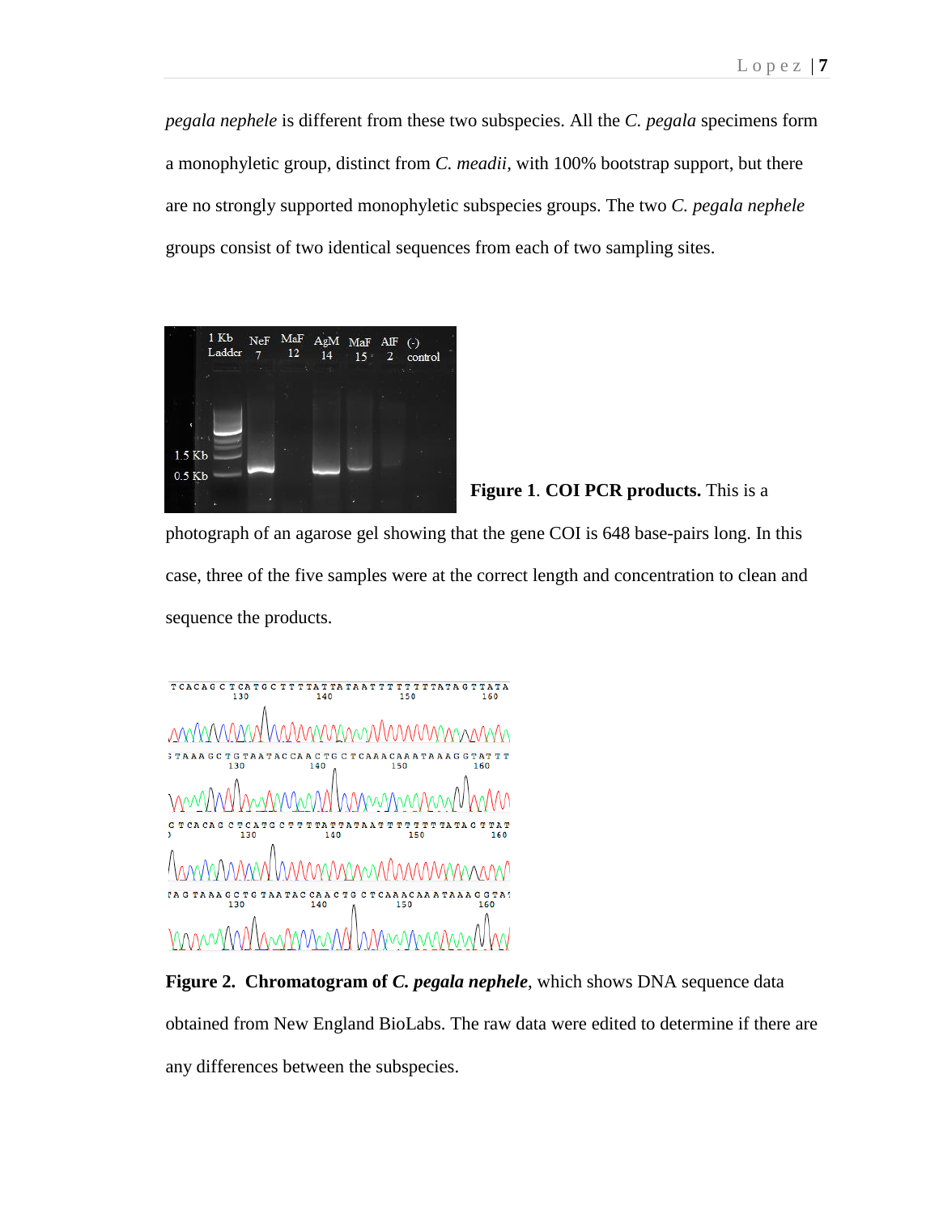*pegala nephele* is different from these two subspecies. All the *C. pegala* specimens form a monophyletic group, distinct from *C. meadii*, with 100% bootstrap support, but there are no strongly supported monophyletic subspecies groups. The two *C. pegala nephele* groups consist of two identical sequences from each of two sampling sites.

**Figure 1**. **COI PCR products.** This is a photograph of an agarose gel showing that the gene COI is 648 base-pairs long. In this case, three of the five samples were at the correct length and concentration to clean and sequence the products.

**Figure 2. Chromatogram of *C. pegala nephele***, which shows DNA sequence data obtained from New England BioLabs. The raw data were edited to determine if there are any differences between the subspecies.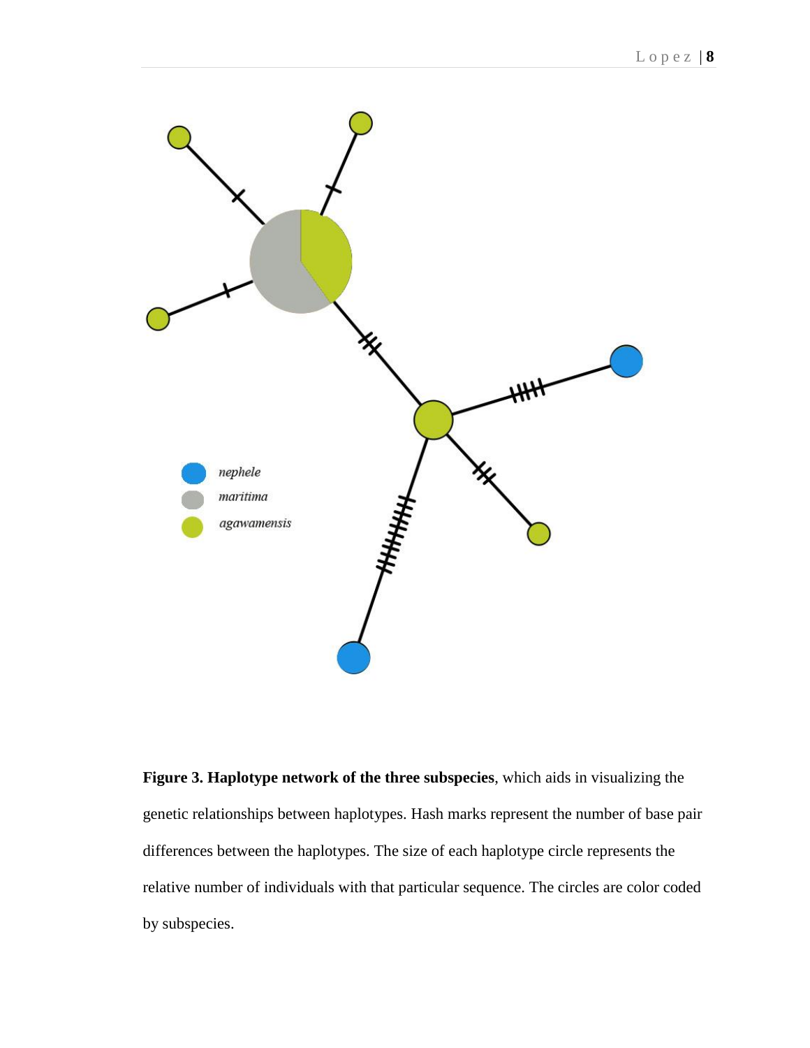**Figure 3. Haplotype network of the three subspecies**, which aids in visualizing the genetic relationships between haplotypes. Hash marks represent the number of base pair differences between the haplotypes. The size of each haplotype circle represents the relative number of individuals with that particular sequence. The circles are color coded by subspecies.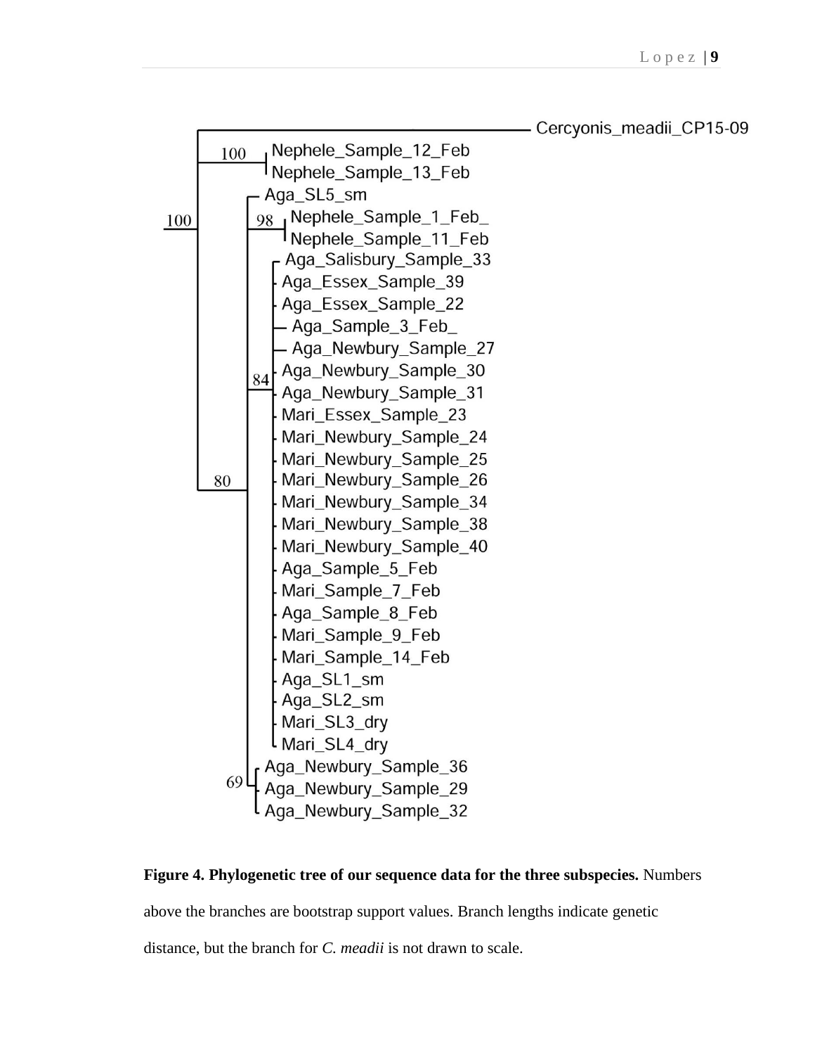Cercyonis_meadii_CP15-09

100 Nephele_Sample_12_Feb
Nephele_Sample_13_Feb

Aga_SL5_sm

100

98 Nephele_Sample_1_Feb_
Nephele_Sample_11_Feb

Aga_Salisbury_Sample_33
Aga_Essex_Sample_39
Aga_Essex_Sample_22
Aga_Sample_3_Feb_
Aga_Newbury_Sample_27
84 Aga_Newbury_Sample_30
Aga_Newbury_Sample_31
Mari_Essex_Sample_23
Mari_Newbury_Sample_24
Mari_Newbury_Sample_25
80 Mari_Newbury_Sample_26
Mari_Newbury_Sample_34
Mari_Newbury_Sample_38
Mari_Newbury_Sample_40
Aga_Sample_5_Feb
Mari_Sample_7_Feb
Aga_Sample_8_Feb
Mari_Sample_9_Feb
Mari_Sample_14_Feb
Aga_SL1_sm
Aga_SL2_sm
Mari_SL3_dry
Mari_SL4_dry

69 Aga_Newbury_Sample_36
Aga_Newbury_Sample_29
Aga_Newbury_Sample_32

**Figure 4. Phylogenetic tree of our sequence data for the three subspecies.** Numbers above the branches are bootstrap support values. Branch lengths indicate genetic distance, but the branch for *C. meadii* is not drawn to scale.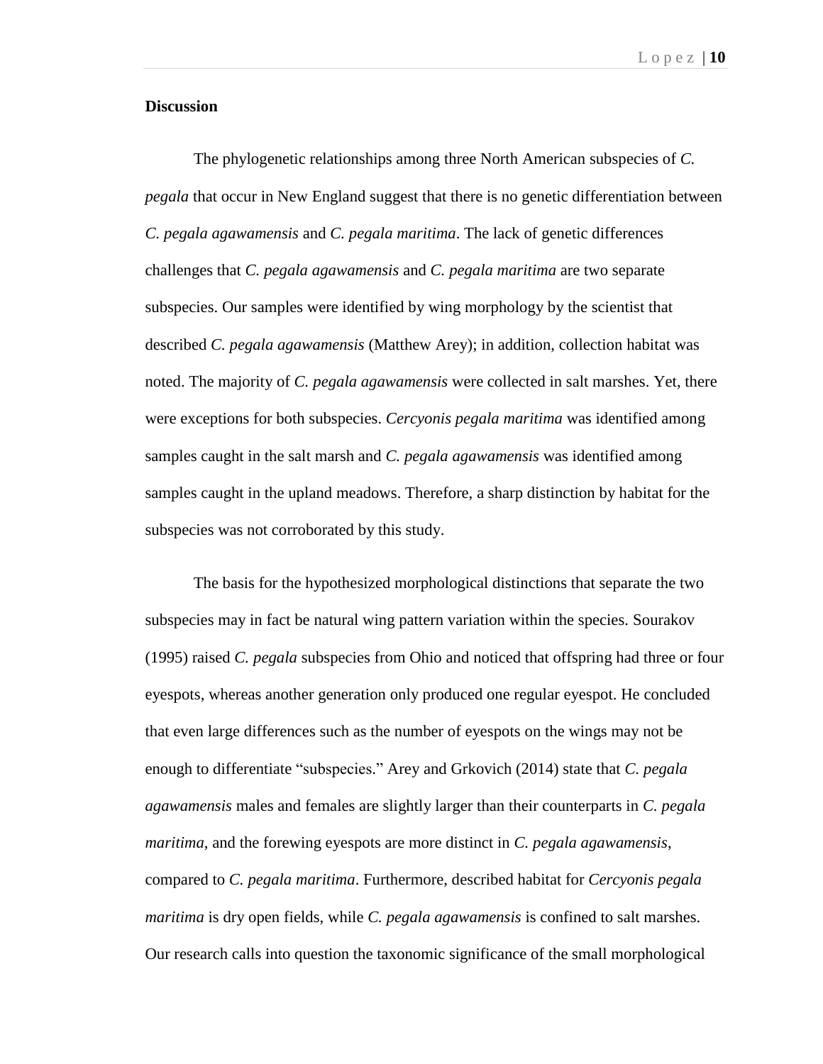**Discussion**

The phylogenetic relationships among three North American subspecies of *C. pegala* that occur in New England suggest that there is no genetic differentiation between *C. pegala agawamensis* and *C. pegala maritima*. The lack of genetic differences challenges that *C. pegala agawamensis* and *C. pegala maritima* are two separate subspecies. Our samples were identified by wing morphology by the scientist that described *C. pegala agawamensis* (Matthew Arey); in addition, collection habitat was noted. The majority of *C. pegala agawamensis* were collected in salt marshes. Yet, there were exceptions for both subspecies. *Cercyonis pegala maritima* was identified among samples caught in the salt marsh and *C. pegala agawamensis* was identified among samples caught in the upland meadows. Therefore, a sharp distinction by habitat for the subspecies was not corroborated by this study.

The basis for the hypothesized morphological distinctions that separate the two subspecies may in fact be natural wing pattern variation within the species. Sourakov (1995) raised *C. pegala* subspecies from Ohio and noticed that offspring had three or four eyespots, whereas another generation only produced one regular eyespot. He concluded that even large differences such as the number of eyespots on the wings may not be enough to differentiate "subspecies." Arey and Grkovich (2014) state that *C. pegala agawamensis* males and females are slightly larger than their counterparts in *C. pegala maritima*, and the forewing eyespots are more distinct in *C. pegala agawamensis*, compared to *C. pegala maritima*. Furthermore, described habitat for *Cercyonis pegala maritima* is dry open fields, while *C. pegala agawamensis* is confined to salt marshes. Our research calls into question the taxonomic significance of the small morphological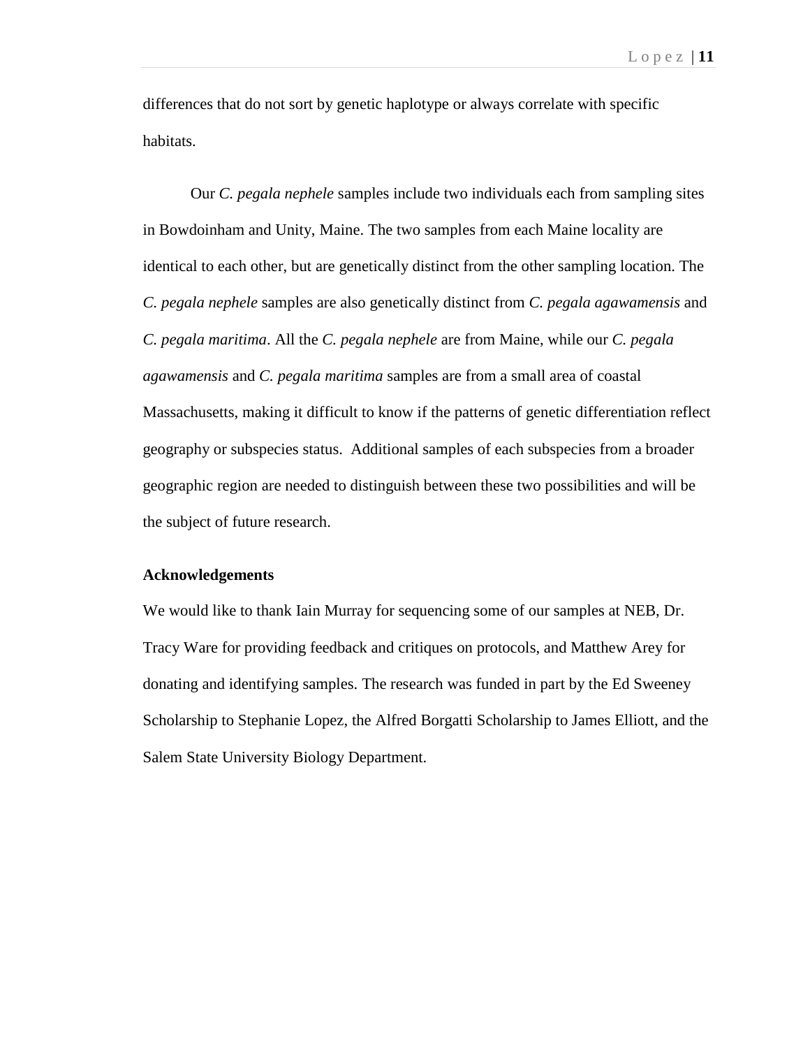differences that do not sort by genetic haplotype or always correlate with specific habitats.

Our *C. pegala nephele* samples include two individuals each from sampling sites in Bowdoinham and Unity, Maine. The two samples from each Maine locality are identical to each other, but are genetically distinct from the other sampling location. The *C. pegala nephele* samples are also genetically distinct from *C. pegala agawamensis* and *C. pegala maritima*. All the *C. pegala nephele* are from Maine, while our *C. pegala agawamensis* and *C. pegala maritima* samples are from a small area of coastal Massachusetts, making it difficult to know if the patterns of genetic differentiation reflect geography or subspecies status. Additional samples of each subspecies from a broader geographic region are needed to distinguish between these two possibilities and will be the subject of future research.

**Acknowledgements**

We would like to thank Iain Murray for sequencing some of our samples at NEB, Dr. Tracy Ware for providing feedback and critiques on protocols, and Matthew Arey for donating and identifying samples. The research was funded in part by the Ed Sweeney Scholarship to Stephanie Lopez, the Alfred Borgatti Scholarship to James Elliott, and the Salem State University Biology Department.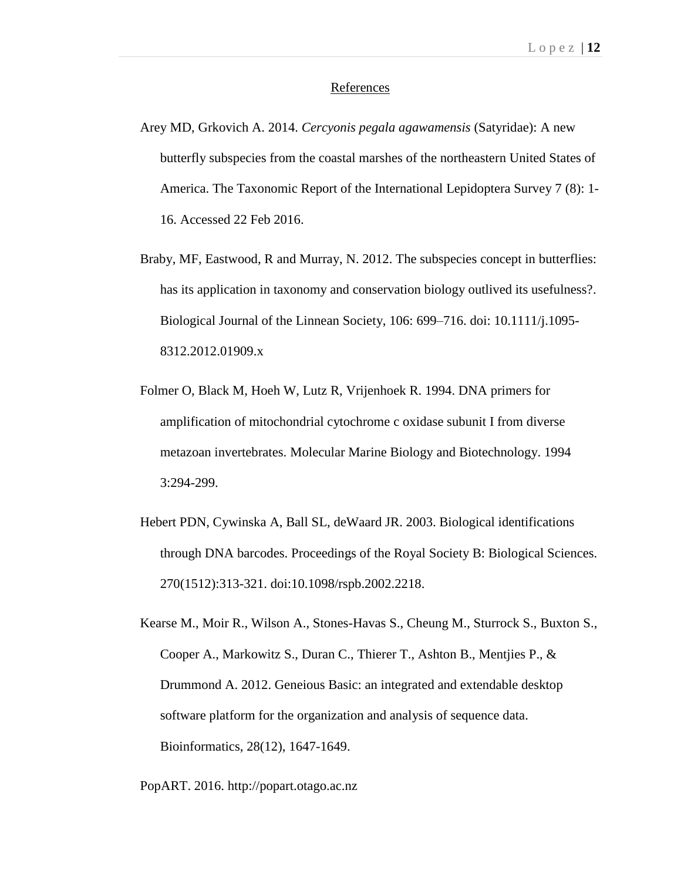## References

Arey MD, Grkovich A. 2014. *Cercyonis pegala agawamensis* (Satyridae): A new butterfly subspecies from the coastal marshes of the northeastern United States of America. The Taxonomic Report of the International Lepidoptera Survey 7 (8): 1-16. Accessed 22 Feb 2016.

Braby, MF, Eastwood, R and Murray, N. 2012. The subspecies concept in butterflies: has its application in taxonomy and conservation biology outlived its usefulness?. Biological Journal of the Linnean Society, 106: 699–716. doi: 10.1111/j.1095-8312.2012.01909.x

Folmer O, Black M, Hoeh W, Lutz R, Vrijenhoek R. 1994. DNA primers for amplification of mitochondrial cytochrome c oxidase subunit I from diverse metazoan invertebrates. Molecular Marine Biology and Biotechnology. 1994 3:294-299.

Hebert PDN, Cywinska A, Ball SL, deWaard JR. 2003. Biological identifications through DNA barcodes. Proceedings of the Royal Society B: Biological Sciences. 270(1512):313-321. doi:10.1098/rspb.2002.2218.

Kearse M., Moir R., Wilson A., Stones-Havas S., Cheung M., Sturrock S., Buxton S., Cooper A., Markowitz S., Duran C., Thierer T., Ashton B., Mentjies P., & Drummond A. 2012. Geneious Basic: an integrated and extendable desktop software platform for the organization and analysis of sequence data. Bioinformatics, 28(12), 1647-1649.

PopART. 2016. http://popart.otago.ac.nz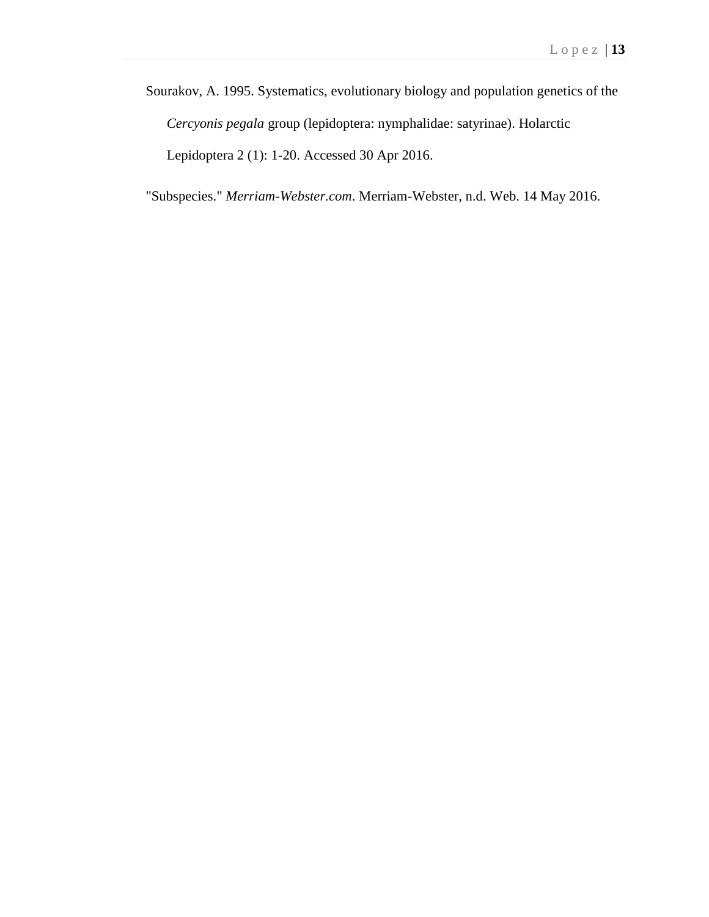Sourakov, A. 1995. Systematics, evolutionary biology and population genetics of the *Cercyonis pegala* group (lepidoptera: nymphalidae: satyrinae). Holarctic Lepidoptera 2 (1): 1-20. Accessed 30 Apr 2016.

"Subspecies." *Merriam-Webster.com*. Merriam-Webster, n.d. Web. 14 May 2016.